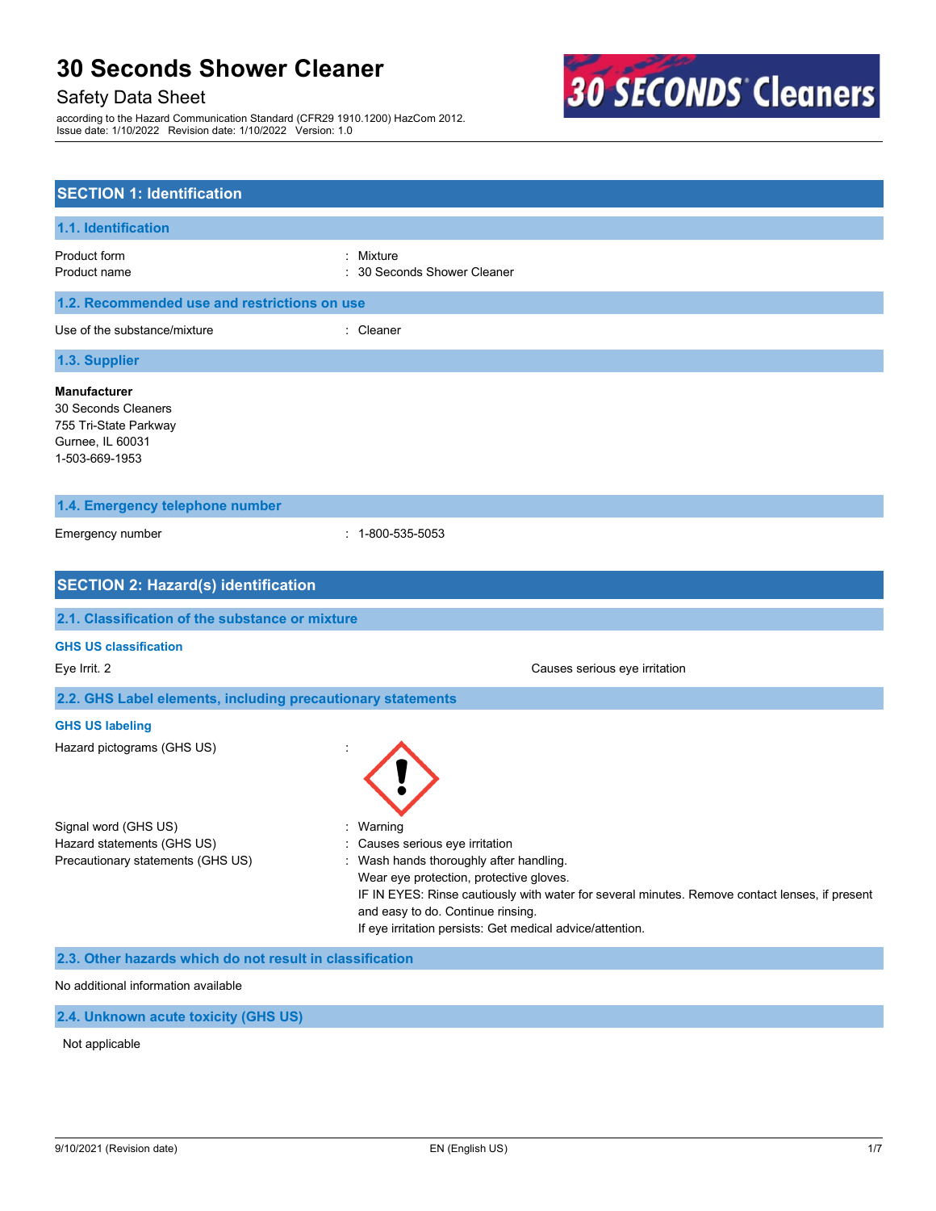# 30 Seconds Shower Cleaner

Safety Data Sheet

according to the Hazard Communication Standard (CFR29 1910.1200) HazCom 2012.
Issue date: 1/10/2022 Revision date: 1/10/2022 Version: 1.0

## SECTION 1: Identification

### 1.1. Identification

Product form : Mixture
Product name : 30 Seconds Shower Cleaner

### 1.2. Recommended use and restrictions on use

Use of the substance/mixture : Cleaner

### 1.3. Supplier

**Manufacturer**
30 Seconds Cleaners
755 Tri-State Parkway
Gurnee, IL 60031
1-503-669-1953

### 1.4. Emergency telephone number

Emergency number : 1-800-535-5053

## SECTION 2: Hazard(s) identification

### 2.1. Classification of the substance or mixture

**GHS US classification**

Eye Irrit. 2 Causes serious eye irritation

### 2.2. GHS Label elements, including precautionary statements

**GHS US labeling**

Hazard pictograms (GHS US) :

Signal word (GHS US) : Warning
Hazard statements (GHS US) : Causes serious eye irritation
Precautionary statements (GHS US) : Wash hands thoroughly after handling.
Wear eye protection, protective gloves.
IF IN EYES: Rinse cautiously with water for several minutes. Remove contact lenses, if present and easy to do. Continue rinsing.
If eye irritation persists: Get medical advice/attention.

### 2.3. Other hazards which do not result in classification

No additional information available

### 2.4. Unknown acute toxicity (GHS US)

Not applicable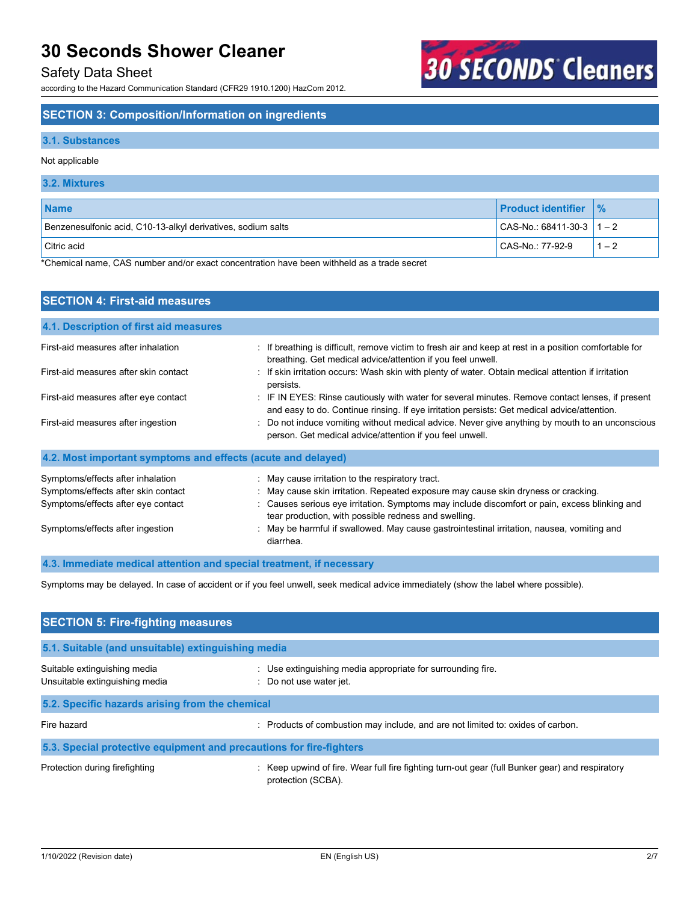## SECTION 3: Composition/Information on ingredients

### 3.1. Substances

Not applicable

### 3.2. Mixtures

| Name | Product identifier | % |
|---|---|---|
| Benzenesulfonic acid, C10-13-alkyl derivatives, sodium salts | CAS-No.: 68411-30-3 | 1 – 2 |
| Citric acid | CAS-No.: 77-92-9 | 1 – 2 |

*Chemical name, CAS number and/or exact concentration have been withheld as a trade secret

## SECTION 4: First-aid measures

### 4.1. Description of first aid measures

First-aid measures after inhalation : If breathing is difficult, remove victim to fresh air and keep at rest in a position comfortable for breathing. Get medical advice/attention if you feel unwell.

First-aid measures after skin contact : If skin irritation occurs: Wash skin with plenty of water. Obtain medical attention if irritation persists.

First-aid measures after eye contact : IF IN EYES: Rinse cautiously with water for several minutes. Remove contact lenses, if present and easy to do. Continue rinsing. If eye irritation persists: Get medical advice/attention.

First-aid measures after ingestion : Do not induce vomiting without medical advice. Never give anything by mouth to an unconscious person. Get medical advice/attention if you feel unwell.

### 4.2. Most important symptoms and effects (acute and delayed)

Symptoms/effects after inhalation : May cause irritation to the respiratory tract.

Symptoms/effects after skin contact : May cause skin irritation. Repeated exposure may cause skin dryness or cracking.

Symptoms/effects after eye contact : Causes serious eye irritation. Symptoms may include discomfort or pain, excess blinking and tear production, with possible redness and swelling.

Symptoms/effects after ingestion : May be harmful if swallowed. May cause gastrointestinal irritation, nausea, vomiting and diarrhea.

### 4.3. Immediate medical attention and special treatment, if necessary

Symptoms may be delayed. In case of accident or if you feel unwell, seek medical advice immediately (show the label where possible).

## SECTION 5: Fire-fighting measures

### 5.1. Suitable (and unsuitable) extinguishing media

Suitable extinguishing media : Use extinguishing media appropriate for surrounding fire.

Unsuitable extinguishing media : Do not use water jet.

### 5.2. Specific hazards arising from the chemical

Fire hazard : Products of combustion may include, and are not limited to: oxides of carbon.

### 5.3. Special protective equipment and precautions for fire-fighters

Protection during firefighting : Keep upwind of fire. Wear full fire fighting turn-out gear (full Bunker gear) and respiratory protection (SCBA).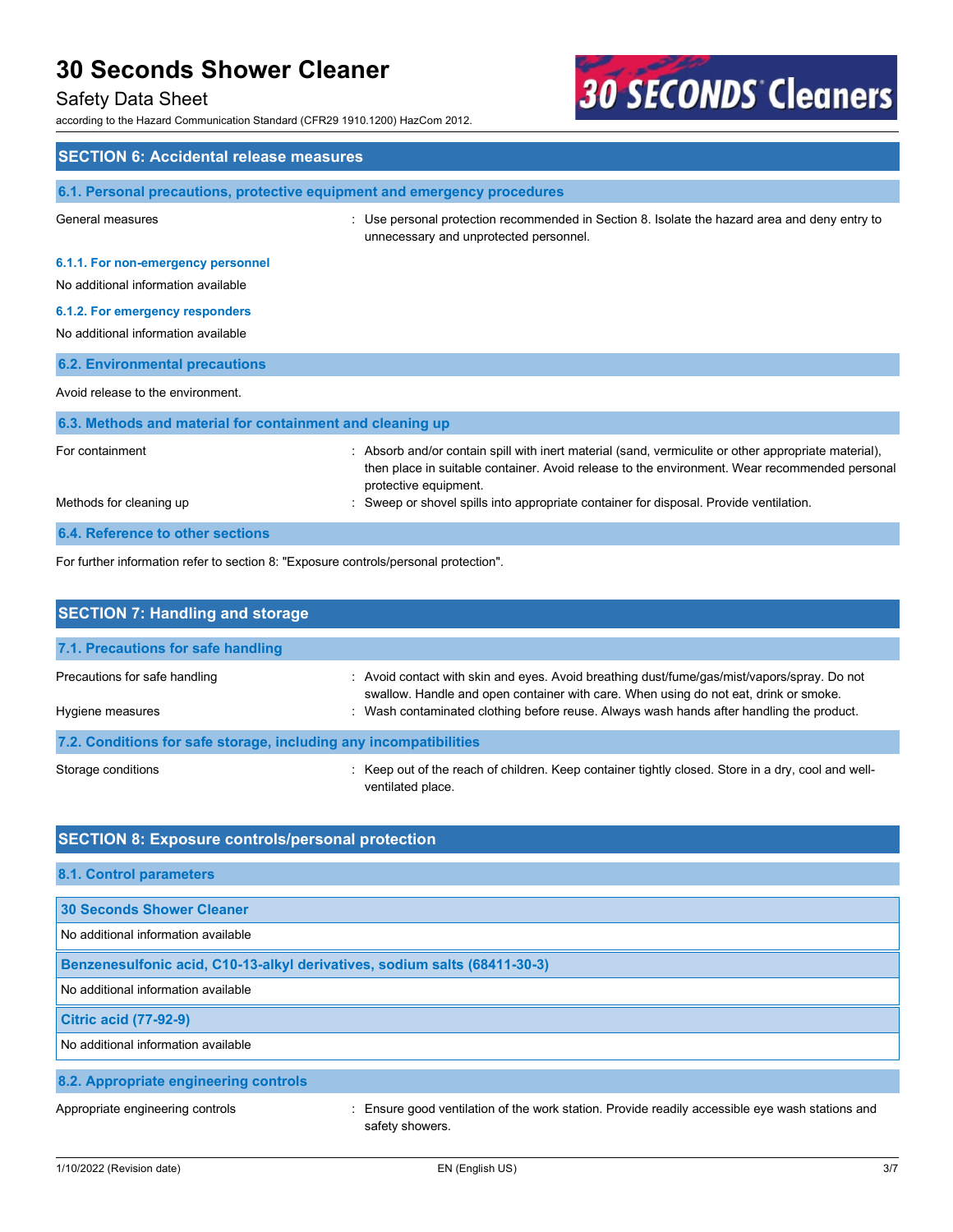## SECTION 6: Accidental release measures

### 6.1. Personal precautions, protective equipment and emergency procedures

General measures : Use personal protection recommended in Section 8. Isolate the hazard area and deny entry to unnecessary and unprotected personnel.

#### 6.1.1. For non-emergency personnel

No additional information available

#### 6.1.2. For emergency responders

No additional information available

### 6.2. Environmental precautions

Avoid release to the environment.

### 6.3. Methods and material for containment and cleaning up

For containment : Absorb and/or contain spill with inert material (sand, vermiculite or other appropriate material), then place in suitable container. Avoid release to the environment. Wear recommended personal protective equipment.

Methods for cleaning up : Sweep or shovel spills into appropriate container for disposal. Provide ventilation.

### 6.4. Reference to other sections

For further information refer to section 8: "Exposure controls/personal protection".

## SECTION 7: Handling and storage

### 7.1. Precautions for safe handling

Precautions for safe handling : Avoid contact with skin and eyes. Avoid breathing dust/fume/gas/mist/vapors/spray. Do not swallow. Handle and open container with care. When using do not eat, drink or smoke.

Hygiene measures : Wash contaminated clothing before reuse. Always wash hands after handling the product.

### 7.2. Conditions for safe storage, including any incompatibilities

Storage conditions : Keep out of the reach of children. Keep container tightly closed. Store in a dry, cool and well-ventilated place.

## SECTION 8: Exposure controls/personal protection

### 8.1. Control parameters

| 30 Seconds Shower Cleaner |
|---|
| No additional information available |

| Benzenesulfonic acid, C10-13-alkyl derivatives, sodium salts (68411-30-3) |
|---|
| No additional information available |

| Citric acid (77-92-9) |
|---|
| No additional information available |

### 8.2. Appropriate engineering controls

Appropriate engineering controls : Ensure good ventilation of the work station. Provide readily accessible eye wash stations and safety showers.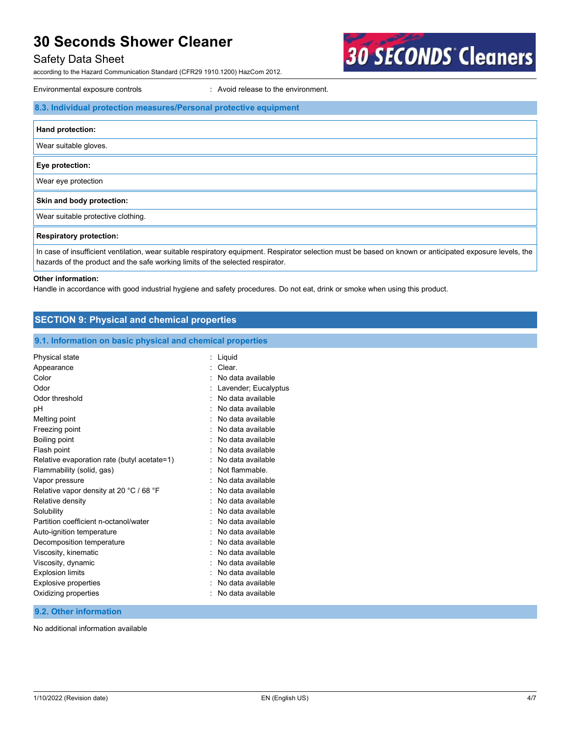Environmental exposure controls : Avoid release to the environment.

### 8.3. Individual protection measures/Personal protective equipment

| Hand protection: |
| --- |
| Wear suitable gloves. |

| Eye protection: |
| --- |
| Wear eye protection |

| Skin and body protection: |
| --- |
| Wear suitable protective clothing. |

| Respiratory protection: |
| --- |
| In case of insufficient ventilation, wear suitable respiratory equipment. Respirator selection must be based on known or anticipated exposure levels, the hazards of the product and the safe working limits of the selected respirator. |

**Other information:**

Handle in accordance with good industrial hygiene and safety procedures. Do not eat, drink or smoke when using this product.

## SECTION 9: Physical and chemical properties

### 9.1. Information on basic physical and chemical properties

| Property | Value |
| --- | --- |
| Physical state | Liquid |
| Appearance | Clear. |
| Color | No data available |
| Odor | Lavender; Eucalyptus |
| Odor threshold | No data available |
| pH | No data available |
| Melting point | No data available |
| Freezing point | No data available |
| Boiling point | No data available |
| Flash point | No data available |
| Relative evaporation rate (butyl acetate=1) | No data available |
| Flammability (solid, gas) | Not flammable. |
| Vapor pressure | No data available |
| Relative vapor density at 20 °C / 68 °F | No data available |
| Relative density | No data available |
| Solubility | No data available |
| Partition coefficient n-octanol/water | No data available |
| Auto-ignition temperature | No data available |
| Decomposition temperature | No data available |
| Viscosity, kinematic | No data available |
| Viscosity, dynamic | No data available |
| Explosion limits | No data available |
| Explosive properties | No data available |
| Oxidizing properties | No data available |

### 9.2. Other information

No additional information available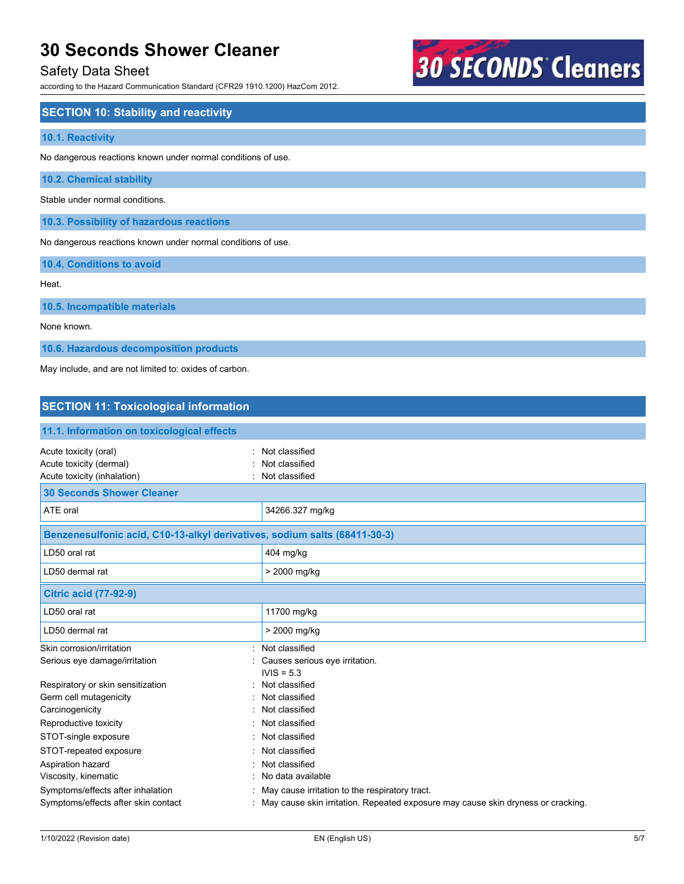## SECTION 10: Stability and reactivity

### 10.1. Reactivity

No dangerous reactions known under normal conditions of use.

### 10.2. Chemical stability

Stable under normal conditions.

### 10.3. Possibility of hazardous reactions

No dangerous reactions known under normal conditions of use.

### 10.4. Conditions to avoid

Heat.

### 10.5. Incompatible materials

None known.

### 10.6. Hazardous decomposition products

May include, and are not limited to: oxides of carbon.

## SECTION 11: Toxicological information

### 11.1. Information on toxicological effects

Acute toxicity (oral) : Not classified
Acute toxicity (dermal) : Not classified
Acute toxicity (inhalation) : Not classified

| 30 Seconds Shower Cleaner | |
|---|---|
| ATE oral | 34266.327 mg/kg |

| Benzenesulfonic acid, C10-13-alkyl derivatives, sodium salts (68411-30-3) | |
|---|---|
| LD50 oral rat | 404 mg/kg |
| LD50 dermal rat | > 2000 mg/kg |

| Citric acid (77-92-9) | |
|---|---|
| LD50 oral rat | 11700 mg/kg |
| LD50 dermal rat | > 2000 mg/kg |

Skin corrosion/irritation : Not classified
Serious eye damage/irritation : Causes serious eye irritation.
IVIS = 5.3
Respiratory or skin sensitization : Not classified
Germ cell mutagenicity : Not classified
Carcinogenicity : Not classified
Reproductive toxicity : Not classified
STOT-single exposure : Not classified
STOT-repeated exposure : Not classified
Aspiration hazard : Not classified
Viscosity, kinematic : No data available
Symptoms/effects after inhalation : May cause irritation to the respiratory tract.
Symptoms/effects after skin contact : May cause skin irritation. Repeated exposure may cause skin dryness or cracking.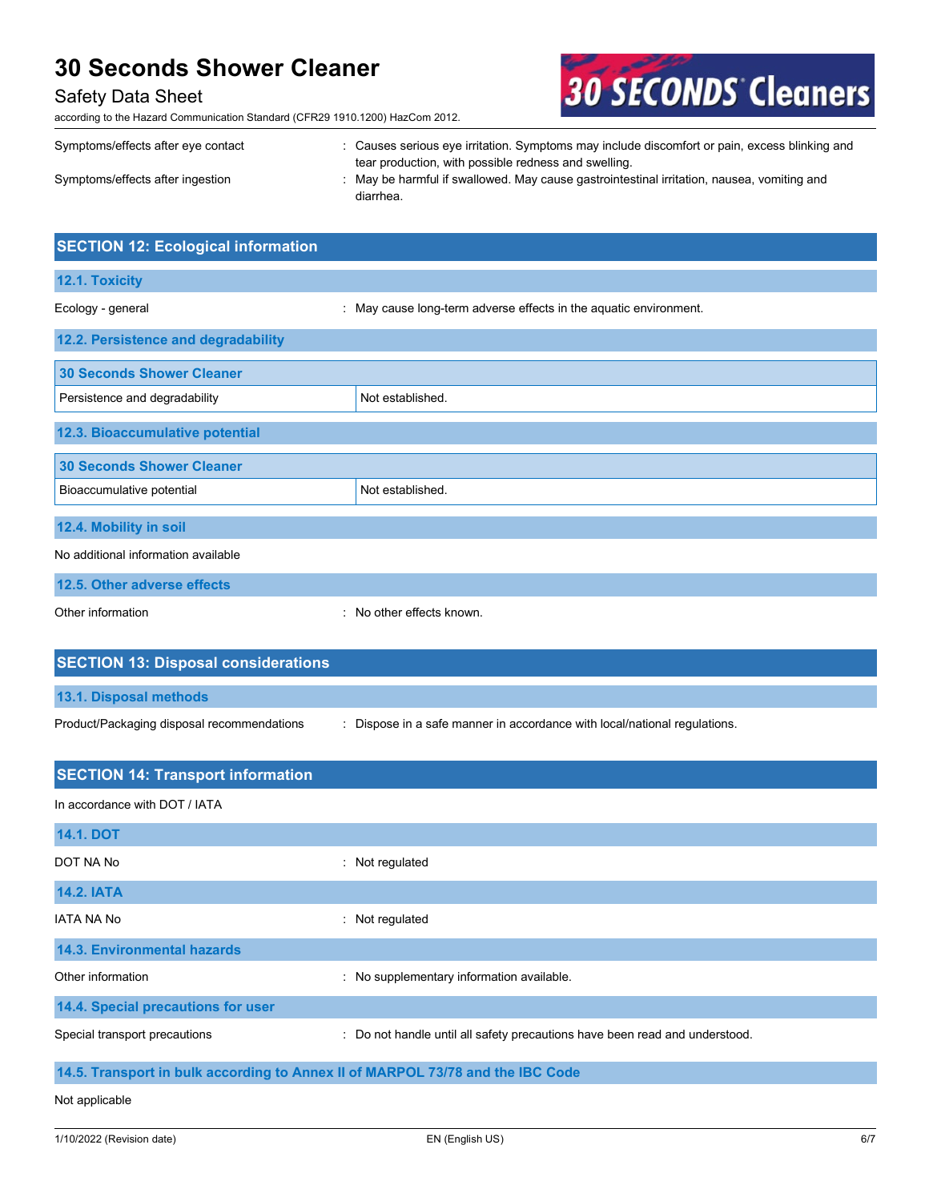Symptoms/effects after eye contact : Causes serious eye irritation. Symptoms may include discomfort or pain, excess blinking and tear production, with possible redness and swelling.

Symptoms/effects after ingestion : May be harmful if swallowed. May cause gastrointestinal irritation, nausea, vomiting and diarrhea.

## SECTION 12: Ecological information

### 12.1. Toxicity

Ecology - general : May cause long-term adverse effects in the aquatic environment.

### 12.2. Persistence and degradability

| 30 Seconds Shower Cleaner | |
|---|---|
| Persistence and degradability | Not established. |

### 12.3. Bioaccumulative potential

| 30 Seconds Shower Cleaner | |
|---|---|
| Bioaccumulative potential | Not established. |

### 12.4. Mobility in soil

No additional information available

### 12.5. Other adverse effects

Other information : No other effects known.

## SECTION 13: Disposal considerations

### 13.1. Disposal methods

Product/Packaging disposal recommendations : Dispose in a safe manner in accordance with local/national regulations.

## SECTION 14: Transport information

In accordance with DOT / IATA

### 14.1. DOT

DOT NA No : Not regulated

### 14.2. IATA

IATA NA No : Not regulated

### 14.3. Environmental hazards

Other information : No supplementary information available.

### 14.4. Special precautions for user

Special transport precautions : Do not handle until all safety precautions have been read and understood.

### 14.5. Transport in bulk according to Annex II of MARPOL 73/78 and the IBC Code

Not applicable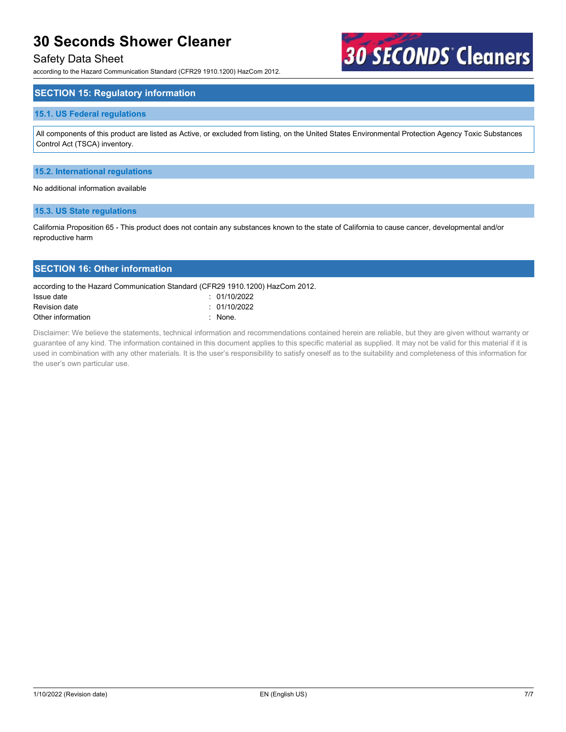## SECTION 15: Regulatory information

### 15.1. US Federal regulations

All components of this product are listed as Active, or excluded from listing, on the United States Environmental Protection Agency Toxic Substances Control Act (TSCA) inventory.

### 15.2. International regulations

No additional information available

### 15.3. US State regulations

California Proposition 65 - This product does not contain any substances known to the state of California to cause cancer, developmental and/or reproductive harm

## SECTION 16: Other information

according to the Hazard Communication Standard (CFR29 1910.1200) HazCom 2012.

| | |
|---|---|
| Issue date | : 01/10/2022 |
| Revision date | : 01/10/2022 |
| Other information | : None. |

Disclaimer: We believe the statements, technical information and recommendations contained herein are reliable, but they are given without warranty or guarantee of any kind. The information contained in this document applies to this specific material as supplied. It may not be valid for this material if it is used in combination with any other materials. It is the user's responsibility to satisfy oneself as to the suitability and completeness of this information for the user's own particular use.